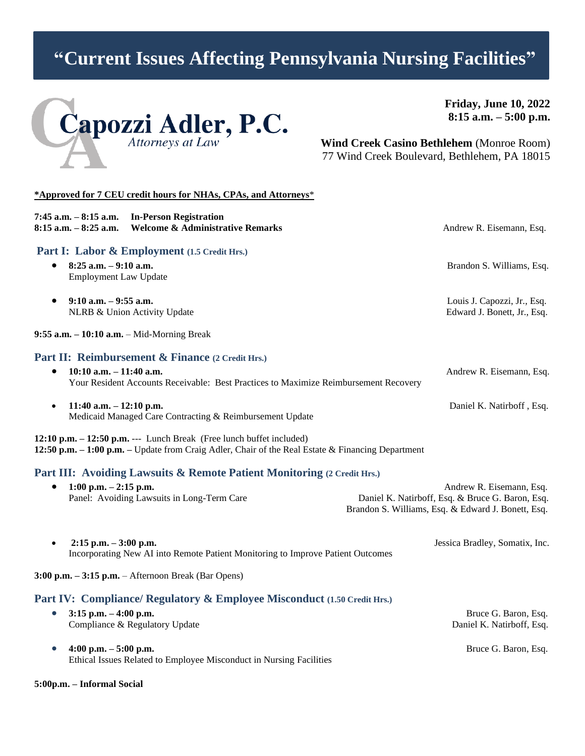# "Current Issues Affecting Pennsylvania Nursing Facilities"

**Capozzi Adler, P.C.**
*Attorneys at Law*

**Friday, June 10, 2022**
**8:15 a.m. – 5:00 p.m.**

**Wind Creek Casino Bethlehem** (Monroe Room)
77 Wind Creek Boulevard, Bethlehem, PA 18015

**\*Approved for 7 CEU credit hours for NHAs, CPAs, and Attorneys**\*

**7:45 a.m. – 8:15 a.m.** **In-Person Registration**
**8:15 a.m. – 8:25 a.m.** **Welcome & Administrative Remarks** — Andrew R. Eisemann, Esq.

## Part I: Labor & Employment (1.5 Credit Hrs.)

- **8:25 a.m. – 9:10 a.m.** — Brandon S. Williams, Esq.
  Employment Law Update
- **9:10 a.m. – 9:55 a.m.** — Louis J. Capozzi, Jr., Esq.; Edward J. Bonett, Jr., Esq.
  NLRB & Union Activity Update

**9:55 a.m. – 10:10 a.m.** – Mid-Morning Break

## Part II: Reimbursement & Finance (2 Credit Hrs.)

- **10:10 a.m. – 11:40 a.m.** — Andrew R. Eisemann, Esq.
  Your Resident Accounts Receivable: Best Practices to Maximize Reimbursement Recovery
- **11:40 a.m. – 12:10 p.m.** — Daniel K. Natirboff , Esq.
  Medicaid Managed Care Contracting & Reimbursement Update

**12:10 p.m. – 12:50 p.m.** --- Lunch Break (Free lunch buffet included)
**12:50 p.m. – 1:00 p.m.** – Update from Craig Adler, Chair of the Real Estate & Financing Department

## Part III: Avoiding Lawsuits & Remote Patient Monitoring (2 Credit Hrs.)

- **1:00 p.m. – 2:15 p.m.** — Andrew R. Eisemann, Esq.; Daniel K. Natirboff, Esq. & Bruce G. Baron, Esq.; Brandon S. Williams, Esq. & Edward J. Bonett, Esq.
  Panel: Avoiding Lawsuits in Long-Term Care
- **2:15 p.m. – 3:00 p.m.** — Jessica Bradley, Somatix, Inc.
  Incorporating New AI into Remote Patient Monitoring to Improve Patient Outcomes

**3:00 p.m. – 3:15 p.m.** – Afternoon Break (Bar Opens)

## Part IV: Compliance/ Regulatory & Employee Misconduct (1.50 Credit Hrs.)

- **3:15 p.m. – 4:00 p.m.** — Bruce G. Baron, Esq.; Daniel K. Natirboff, Esq.
  Compliance & Regulatory Update
- **4:00 p.m. – 5:00 p.m.** — Bruce G. Baron, Esq.
  Ethical Issues Related to Employee Misconduct in Nursing Facilities

**5:00p.m. – Informal Social**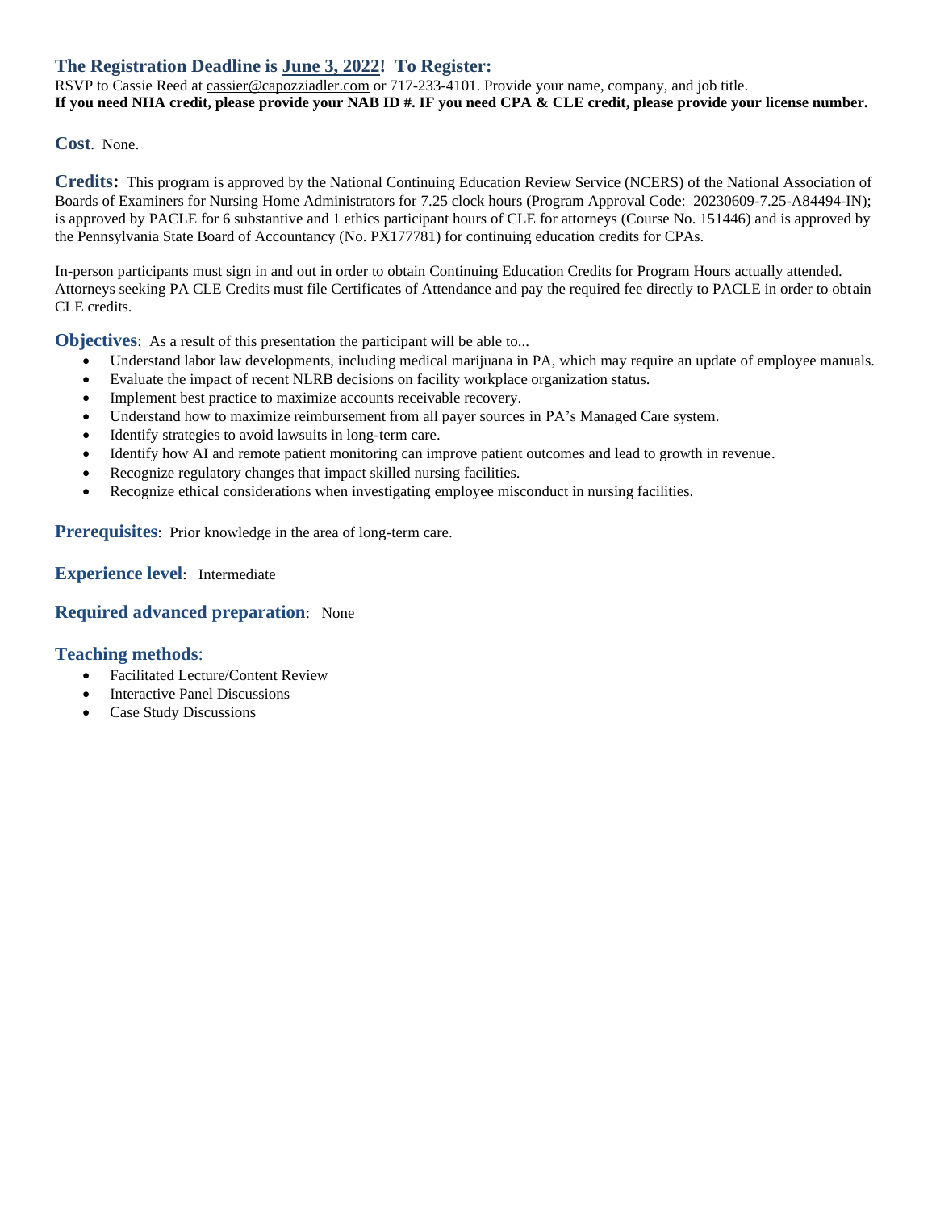## The Registration Deadline is June 3, 2022! To Register:

RSVP to Cassie Reed at cassier@capozziadler.com or 717-233-4101. Provide your name, company, and job title.
**If you need NHA credit, please provide your NAB ID #. IF you need CPA & CLE credit, please provide your license number.**

**Cost**. None.

**Credits:** This program is approved by the National Continuing Education Review Service (NCERS) of the National Association of Boards of Examiners for Nursing Home Administrators for 7.25 clock hours (Program Approval Code: 20230609-7.25-A84494-IN); is approved by PACLE for 6 substantive and 1 ethics participant hours of CLE for attorneys (Course No. 151446) and is approved by the Pennsylvania State Board of Accountancy (No. PX177781) for continuing education credits for CPAs.

In-person participants must sign in and out in order to obtain Continuing Education Credits for Program Hours actually attended. Attorneys seeking PA CLE Credits must file Certificates of Attendance and pay the required fee directly to PACLE in order to obtain CLE credits.

**Objectives**: As a result of this presentation the participant will be able to...

- Understand labor law developments, including medical marijuana in PA, which may require an update of employee manuals.
- Evaluate the impact of recent NLRB decisions on facility workplace organization status.
- Implement best practice to maximize accounts receivable recovery.
- Understand how to maximize reimbursement from all payer sources in PA's Managed Care system.
- Identify strategies to avoid lawsuits in long-term care.
- Identify how AI and remote patient monitoring can improve patient outcomes and lead to growth in revenue.
- Recognize regulatory changes that impact skilled nursing facilities.
- Recognize ethical considerations when investigating employee misconduct in nursing facilities.

**Prerequisites**: Prior knowledge in the area of long-term care.

**Experience level**: Intermediate

**Required advanced preparation**: None

**Teaching methods**:

- Facilitated Lecture/Content Review
- Interactive Panel Discussions
- Case Study Discussions